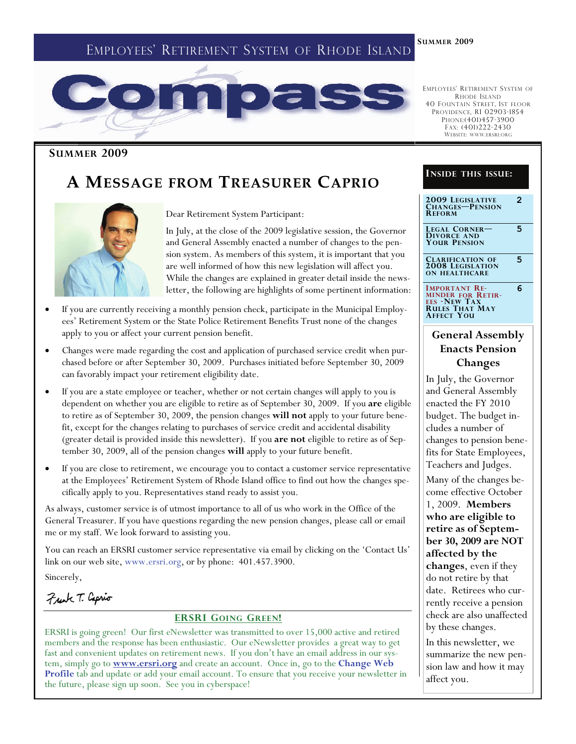# Employees' Retirement System of Rhode Island

# Compass

**Summer 2009**

Employees' Retirement System of Rhode Island
40 Fountain Street, 1st Floor
Providence, RI 02903-1854
Phone:(401)457-3900
Fax: (401)222-2430
Website: www.ersri.org

## A Message from Treasurer Caprio

Dear Retirement System Participant:

In July, at the close of the 2009 legislative session, the Governor and General Assembly enacted a number of changes to the pension system. As members of this system, it is important that you are well informed of how this new legislation will affect you. While the changes are explained in greater detail inside the newsletter, the following are highlights of some pertinent information:

- If you are currently receiving a monthly pension check, participate in the Municipal Employees' Retirement System or the State Police Retirement Benefits Trust none of the changes apply to you or affect your current pension benefit.
- Changes were made regarding the cost and application of purchased service credit when purchased before or after September 30, 2009. Purchases initiated before September 30, 2009 can favorably impact your retirement eligibility date.
- If you are a state employee or teacher, whether or not certain changes will apply to you is dependent on whether you are eligible to retire as of September 30, 2009. If you **are** eligible to retire as of September 30, 2009, the pension changes **will not** apply to your future benefit, except for the changes relating to purchases of service credit and accidental disability (greater detail is provided inside this newsletter). If you **are not** eligible to retire as of September 30, 2009, all of the pension changes **will** apply to your future benefit.
- If you are close to retirement, we encourage you to contact a customer service representative at the Employees' Retirement System of Rhode Island office to find out how the changes specifically apply to you. Representatives stand ready to assist you.

As always, customer service is of utmost importance to all of us who work in the Office of the General Treasurer. If you have questions regarding the new pension changes, please call or email me or my staff. We look forward to assisting you.

You can reach an ERSRI customer service representative via email by clicking on the 'Contact Us' link on our web site, www.ersri.org, or by phone: 401.457.3900.

Sincerely,

Frank T. Caprio

### ERSRI Going Green!

ERSRI is going green! Our first eNewsletter was transmitted to over 15,000 active and retired members and the response has been enthusiastic. Our eNewsletter provides a great way to get fast and convenient updates on retirement news. If you don't have an email address in our system, simply go to **www.ersri.org** and create an account. Once in, go to the **Change Web Profile** tab and update or add your email account. To ensure that you receive your newsletter in the future, please sign up soon. See you in cyberspace!

### Inside this issue:

| | |
|---|---|
| 2009 Legislative Changes—Pension Reform | 2 |
| Legal Corner—Divorce and Your Pension | 5 |
| Clarification of 2008 Legislation on Healthcare | 5 |
| Important Reminder for Retirees -New Tax Rules That May Affect You | 6 |

### General Assembly Enacts Pension Changes

In July, the Governor and General Assembly enacted the FY 2010 budget. The budget includes a number of changes to pension benefits for State Employees, Teachers and Judges.

Many of the changes become effective October 1, 2009. **Members who are eligible to retire as of September 30, 2009 are NOT affected by the changes**, even if they do not retire by that date. Retirees who currently receive a pension check are also unaffected by these changes.

In this newsletter, we summarize the new pension law and how it may affect you.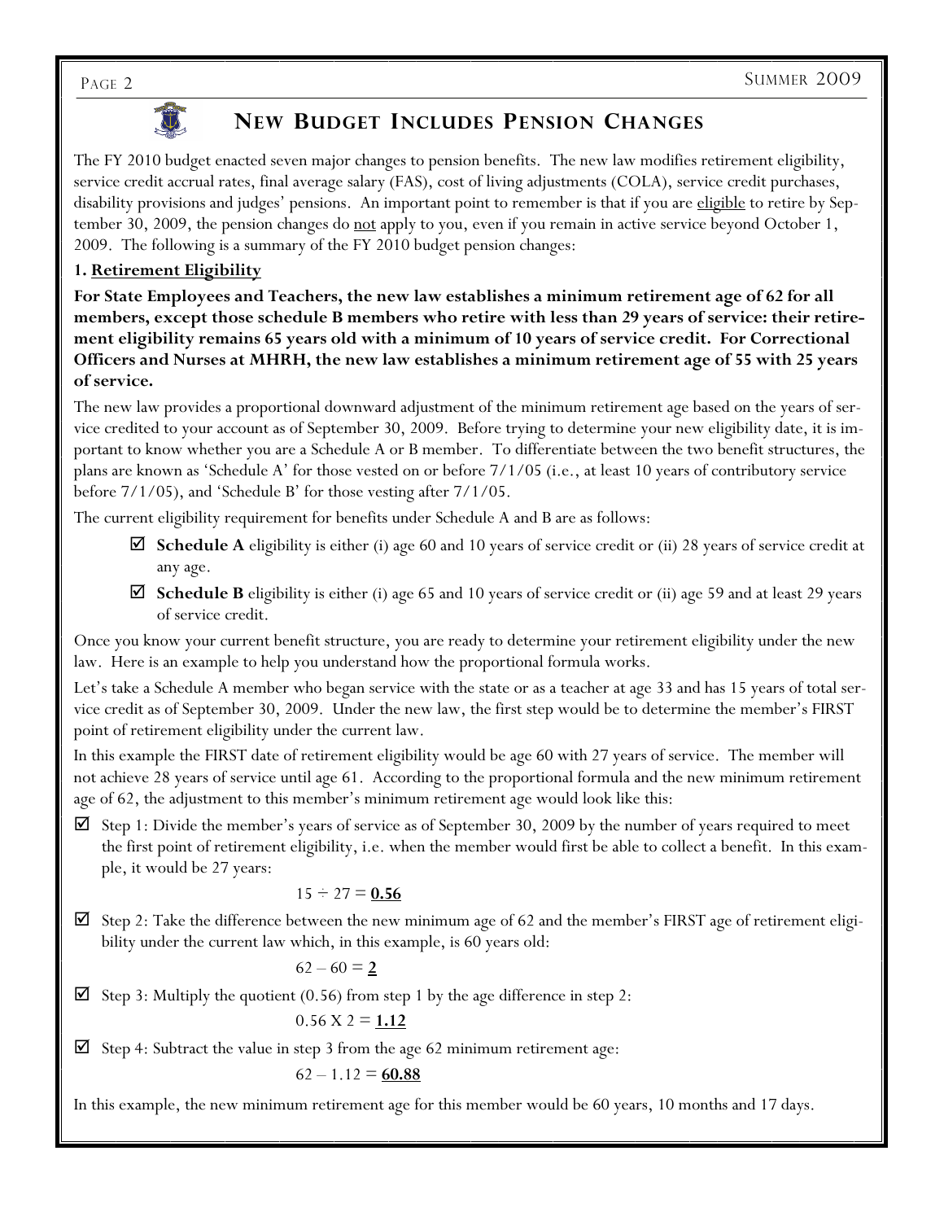# New Budget Includes Pension Changes

The FY 2010 budget enacted seven major changes to pension benefits. The new law modifies retirement eligibility, service credit accrual rates, final average salary (FAS), cost of living adjustments (COLA), service credit purchases, disability provisions and judges' pensions. An important point to remember is that if you are eligible to retire by September 30, 2009, the pension changes do not apply to you, even if you remain in active service beyond October 1, 2009. The following is a summary of the FY 2010 budget pension changes:

## 1. Retirement Eligibility

**For State Employees and Teachers, the new law establishes a minimum retirement age of 62 for all members, except those schedule B members who retire with less than 29 years of service: their retirement eligibility remains 65 years old with a minimum of 10 years of service credit. For Correctional Officers and Nurses at MHRH, the new law establishes a minimum retirement age of 55 with 25 years of service.**

The new law provides a proportional downward adjustment of the minimum retirement age based on the years of service credited to your account as of September 30, 2009. Before trying to determine your new eligibility date, it is important to know whether you are a Schedule A or B member. To differentiate between the two benefit structures, the plans are known as 'Schedule A' for those vested on or before 7/1/05 (i.e., at least 10 years of contributory service before 7/1/05), and 'Schedule B' for those vesting after 7/1/05.

The current eligibility requirement for benefits under Schedule A and B are as follows:

- ☑ **Schedule A** eligibility is either (i) age 60 and 10 years of service credit or (ii) 28 years of service credit at any age.
- ☑ **Schedule B** eligibility is either (i) age 65 and 10 years of service credit or (ii) age 59 and at least 29 years of service credit.

Once you know your current benefit structure, you are ready to determine your retirement eligibility under the new law. Here is an example to help you understand how the proportional formula works.

Let's take a Schedule A member who began service with the state or as a teacher at age 33 and has 15 years of total service credit as of September 30, 2009. Under the new law, the first step would be to determine the member's FIRST point of retirement eligibility under the current law.

In this example the FIRST date of retirement eligibility would be age 60 with 27 years of service. The member will not achieve 28 years of service until age 61. According to the proportional formula and the new minimum retirement age of 62, the adjustment to this member's minimum retirement age would look like this:

- ☑ Step 1: Divide the member's years of service as of September 30, 2009 by the number of years required to meet the first point of retirement eligibility, i.e. when the member would first be able to collect a benefit. In this example, it would be 27 years:

  $15 \div 27 = \underline{\mathbf{0.56}}$

- ☑ Step 2: Take the difference between the new minimum age of 62 and the member's FIRST age of retirement eligibility under the current law which, in this example, is 60 years old:

  $62 - 60 = \underline{\mathbf{2}}$

- ☑ Step 3: Multiply the quotient (0.56) from step 1 by the age difference in step 2:

  $0.56 \times 2 = \underline{\mathbf{1.12}}$

- ☑ Step 4: Subtract the value in step 3 from the age 62 minimum retirement age:

  $62 - 1.12 = \underline{\mathbf{60.88}}$

In this example, the new minimum retirement age for this member would be 60 years, 10 months and 17 days.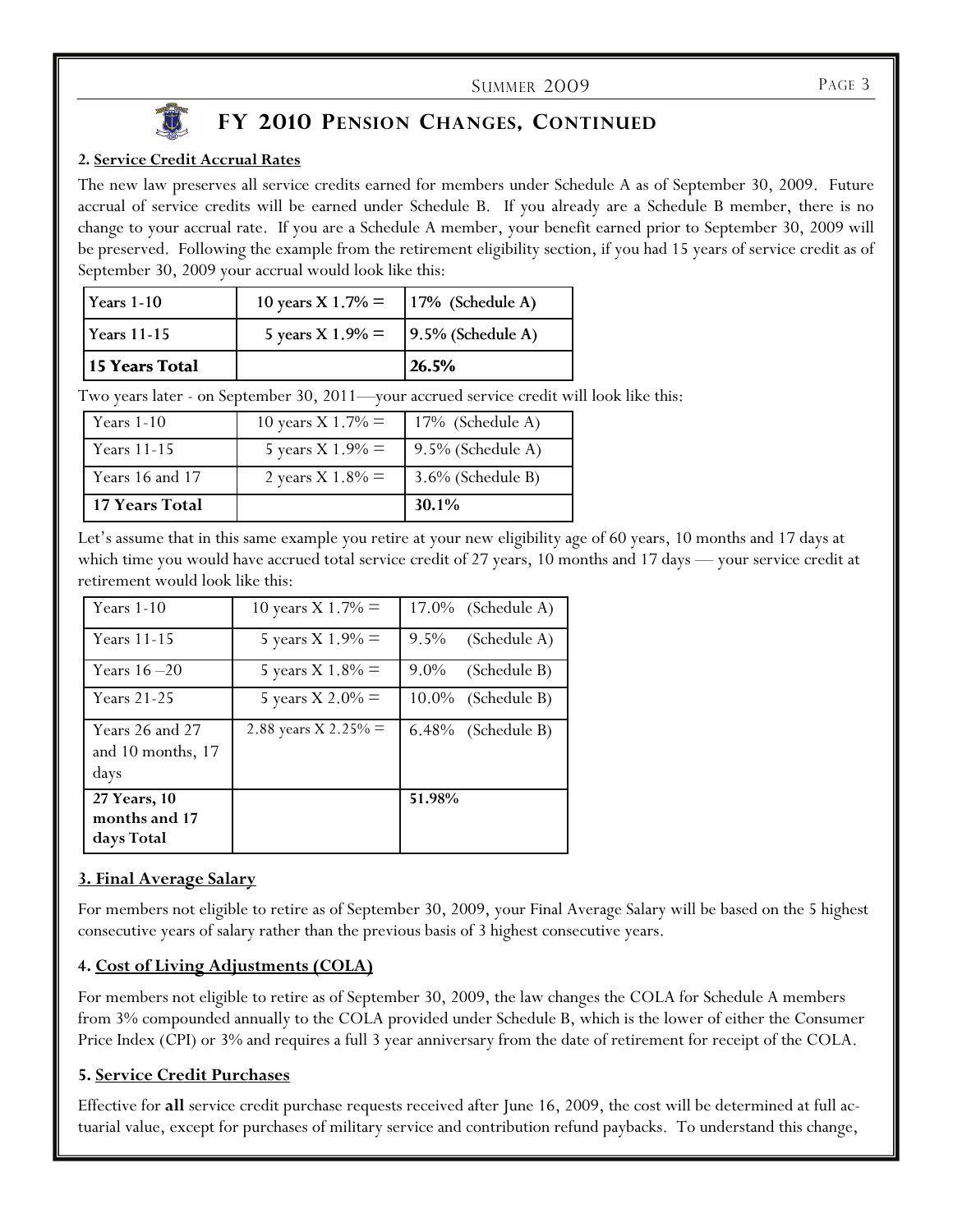## FY 2010 Pension Changes, Continued

**2. Service Credit Accrual Rates**

The new law preserves all service credits earned for members under Schedule A as of September 30, 2009. Future accrual of service credits will be earned under Schedule B. If you already are a Schedule B member, there is no change to your accrual rate. If you are a Schedule A member, your benefit earned prior to September 30, 2009 will be preserved. Following the example from the retirement eligibility section, if you had 15 years of service credit as of September 30, 2009 your accrual would look like this:

| Years 1-10 | 10 years X 1.7% = | 17% (Schedule A) |
|---|---|---|
| Years 11-15 | 5 years X 1.9% = | 9.5% (Schedule A) |
| **15 Years Total** | | **26.5%** |

Two years later - on September 30, 2011—your accrued service credit will look like this:

| Years 1-10 | 10 years X 1.7% = | 17% (Schedule A) |
|---|---|---|
| Years 11-15 | 5 years X 1.9% = | 9.5% (Schedule A) |
| Years 16 and 17 | 2 years X 1.8% = | 3.6% (Schedule B) |
| **17 Years Total** | | **30.1%** |

Let's assume that in this same example you retire at your new eligibility age of 60 years, 10 months and 17 days at which time you would have accrued total service credit of 27 years, 10 months and 17 days — your service credit at retirement would look like this:

| Years 1-10 | 10 years X 1.7% = | 17.0% (Schedule A) |
|---|---|---|
| Years 11-15 | 5 years X 1.9% = | 9.5% (Schedule A) |
| Years 16 –20 | 5 years X 1.8% = | 9.0% (Schedule B) |
| Years 21-25 | 5 years X 2.0% = | 10.0% (Schedule B) |
| Years 26 and 27 and 10 months, 17 days | 2.88 years X 2.25% = | 6.48% (Schedule B) |
| **27 Years, 10 months and 17 days Total** | | **51.98%** |

**3. Final Average Salary**

For members not eligible to retire as of September 30, 2009, your Final Average Salary will be based on the 5 highest consecutive years of salary rather than the previous basis of 3 highest consecutive years.

**4. Cost of Living Adjustments (COLA)**

For members not eligible to retire as of September 30, 2009, the law changes the COLA for Schedule A members from 3% compounded annually to the COLA provided under Schedule B, which is the lower of either the Consumer Price Index (CPI) or 3% and requires a full 3 year anniversary from the date of retirement for receipt of the COLA.

**5. Service Credit Purchases**

Effective for **all** service credit purchase requests received after June 16, 2009, the cost will be determined at full actuarial value, except for purchases of military service and contribution refund paybacks. To understand this change,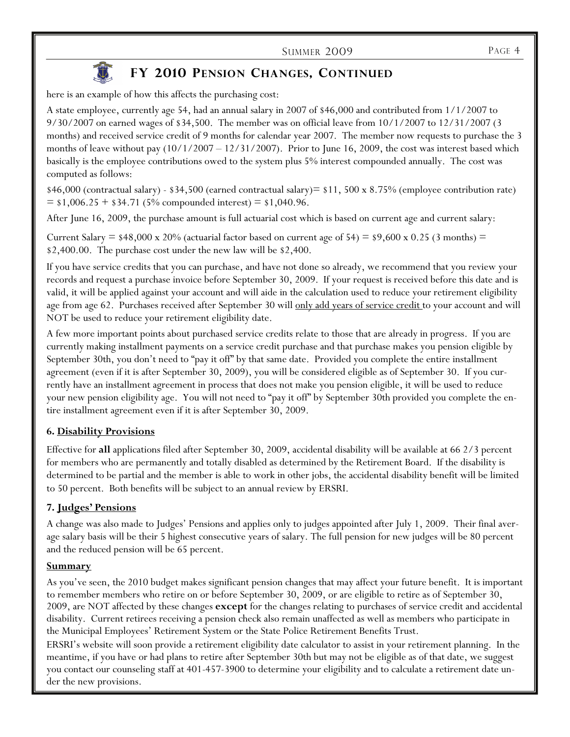## FY 2010 Pension Changes, Continued

here is an example of how this affects the purchasing cost:

A state employee, currently age 54, had an annual salary in 2007 of $46,000 and contributed from 1/1/2007 to 9/30/2007 on earned wages of $34,500. The member was on official leave from 10/1/2007 to 12/31/2007 (3 months) and received service credit of 9 months for calendar year 2007. The member now requests to purchase the 3 months of leave without pay (10/1/2007 – 12/31/2007). Prior to June 16, 2009, the cost was interest based which basically is the employee contributions owed to the system plus 5% interest compounded annually. The cost was computed as follows:

$46,000 (contractual salary) - $34,500 (earned contractual salary)= $11, 500 x 8.75% (employee contribution rate) = $1,006.25 + $34.71 (5% compounded interest) = $1,040.96.

After June 16, 2009, the purchase amount is full actuarial cost which is based on current age and current salary:

Current Salary = $48,000 x 20% (actuarial factor based on current age of 54) = $9,600 x 0.25 (3 months) = $2,400.00. The purchase cost under the new law will be $2,400.

If you have service credits that you can purchase, and have not done so already, we recommend that you review your records and request a purchase invoice before September 30, 2009. If your request is received before this date and is valid, it will be applied against your account and will aide in the calculation used to reduce your retirement eligibility age from age 62. Purchases received after September 30 will only add years of service credit to your account and will NOT be used to reduce your retirement eligibility date.

A few more important points about purchased service credits relate to those that are already in progress. If you are currently making installment payments on a service credit purchase and that purchase makes you pension eligible by September 30th, you don't need to "pay it off" by that same date. Provided you complete the entire installment agreement (even if it is after September 30, 2009), you will be considered eligible as of September 30. If you currently have an installment agreement in process that does not make you pension eligible, it will be used to reduce your new pension eligibility age. You will not need to "pay it off" by September 30th provided you complete the entire installment agreement even if it is after September 30, 2009.

### 6. Disability Provisions

Effective for **all** applications filed after September 30, 2009, accidental disability will be available at 66 2/3 percent for members who are permanently and totally disabled as determined by the Retirement Board. If the disability is determined to be partial and the member is able to work in other jobs, the accidental disability benefit will be limited to 50 percent. Both benefits will be subject to an annual review by ERSRI.

### 7. Judges' Pensions

A change was also made to Judges' Pensions and applies only to judges appointed after July 1, 2009. Their final average salary basis will be their 5 highest consecutive years of salary. The full pension for new judges will be 80 percent and the reduced pension will be 65 percent.

### Summary

As you've seen, the 2010 budget makes significant pension changes that may affect your future benefit. It is important to remember members who retire on or before September 30, 2009, or are eligible to retire as of September 30, 2009, are NOT affected by these changes **except** for the changes relating to purchases of service credit and accidental disability. Current retirees receiving a pension check also remain unaffected as well as members who participate in the Municipal Employees' Retirement System or the State Police Retirement Benefits Trust.

ERSRI's website will soon provide a retirement eligibility date calculator to assist in your retirement planning. In the meantime, if you have or had plans to retire after September 30th but may not be eligible as of that date, we suggest you contact our counseling staff at 401-457-3900 to determine your eligibility and to calculate a retirement date under the new provisions.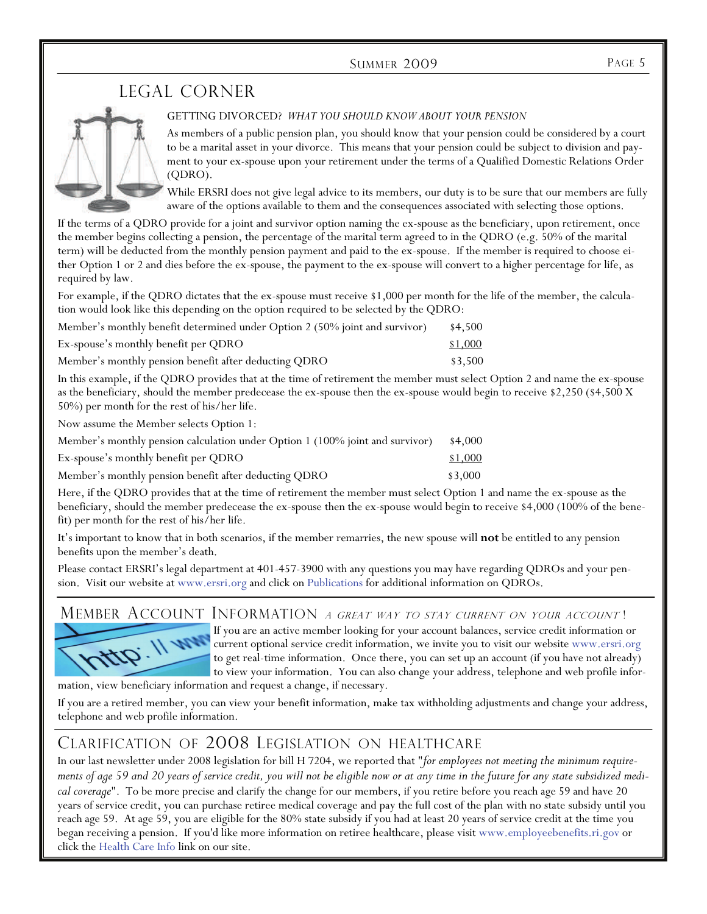## LEGAL CORNER

GETTING DIVORCED? *WHAT YOU SHOULD KNOW ABOUT YOUR PENSION*

As members of a public pension plan, you should know that your pension could be considered by a court to be a marital asset in your divorce. This means that your pension could be subject to division and payment to your ex-spouse upon your retirement under the terms of a Qualified Domestic Relations Order (QDRO).

While ERSRI does not give legal advice to its members, our duty is to be sure that our members are fully aware of the options available to them and the consequences associated with selecting those options.

If the terms of a QDRO provide for a joint and survivor option naming the ex-spouse as the beneficiary, upon retirement, once the member begins collecting a pension, the percentage of the marital term agreed to in the QDRO (e.g. 50% of the marital term) will be deducted from the monthly pension payment and paid to the ex-spouse. If the member is required to choose either Option 1 or 2 and dies before the ex-spouse, the payment to the ex-spouse will convert to a higher percentage for life, as required by law.

For example, if the QDRO dictates that the ex-spouse must receive $1,000 per month for the life of the member, the calculation would look like this depending on the option required to be selected by the QDRO:

| | |
|---|---|
| Member's monthly benefit determined under Option 2 (50% joint and survivor) | $4,500 |
| Ex-spouse's monthly benefit per QDRO | $1,000 |
| Member's monthly pension benefit after deducting QDRO | $3,500 |

In this example, if the QDRO provides that at the time of retirement the member must select Option 2 and name the ex-spouse as the beneficiary, should the member predecease the ex-spouse then the ex-spouse would begin to receive $2,250 ($4,500 X 50%) per month for the rest of his/her life.

Now assume the Member selects Option 1:

| | |
|---|---|
| Member's monthly pension calculation under Option 1 (100% joint and survivor) | $4,000 |
| Ex-spouse's monthly benefit per QDRO | $1,000 |
| Member's monthly pension benefit after deducting QDRO | $3,000 |

Here, if the QDRO provides that at the time of retirement the member must select Option 1 and name the ex-spouse as the beneficiary, should the member predecease the ex-spouse then the ex-spouse would begin to receive $4,000 (100% of the benefit) per month for the rest of his/her life.

It's important to know that in both scenarios, if the member remarries, the new spouse will **not** be entitled to any pension benefits upon the member's death.

Please contact ERSRI's legal department at 401-457-3900 with any questions you may have regarding QDROs and your pension. Visit our website at www.ersri.org and click on Publications for additional information on QDROs.

## MEMBER ACCOUNT INFORMATION *A GREAT WAY TO STAY CURRENT ON YOUR ACCOUNT!*

If you are an active member looking for your account balances, service credit information or current optional service credit information, we invite you to visit our website www.ersri.org to get real-time information. Once there, you can set up an account (if you have not already) to view your information. You can also change your address, telephone and web profile information, view beneficiary information and request a change, if necessary.

If you are a retired member, you can view your benefit information, make tax withholding adjustments and change your address, telephone and web profile information.

## CLARIFICATION OF 2008 LEGISLATION ON HEALTHCARE

In our last newsletter under 2008 legislation for bill H 7204, we reported that "*for employees not meeting the minimum requirements of age 59 and 20 years of service credit, you will not be eligible now or at any time in the future for any state subsidized medical coverage*". To be more precise and clarify the change for our members, if you retire before you reach age 59 and have 20 years of service credit, you can purchase retiree medical coverage and pay the full cost of the plan with no state subsidy until you reach age 59. At age 59, you are eligible for the 80% state subsidy if you had at least 20 years of service credit at the time you began receiving a pension. If you'd like more information on retiree healthcare, please visit www.employeebenefits.ri.gov or click the Health Care Info link on our site.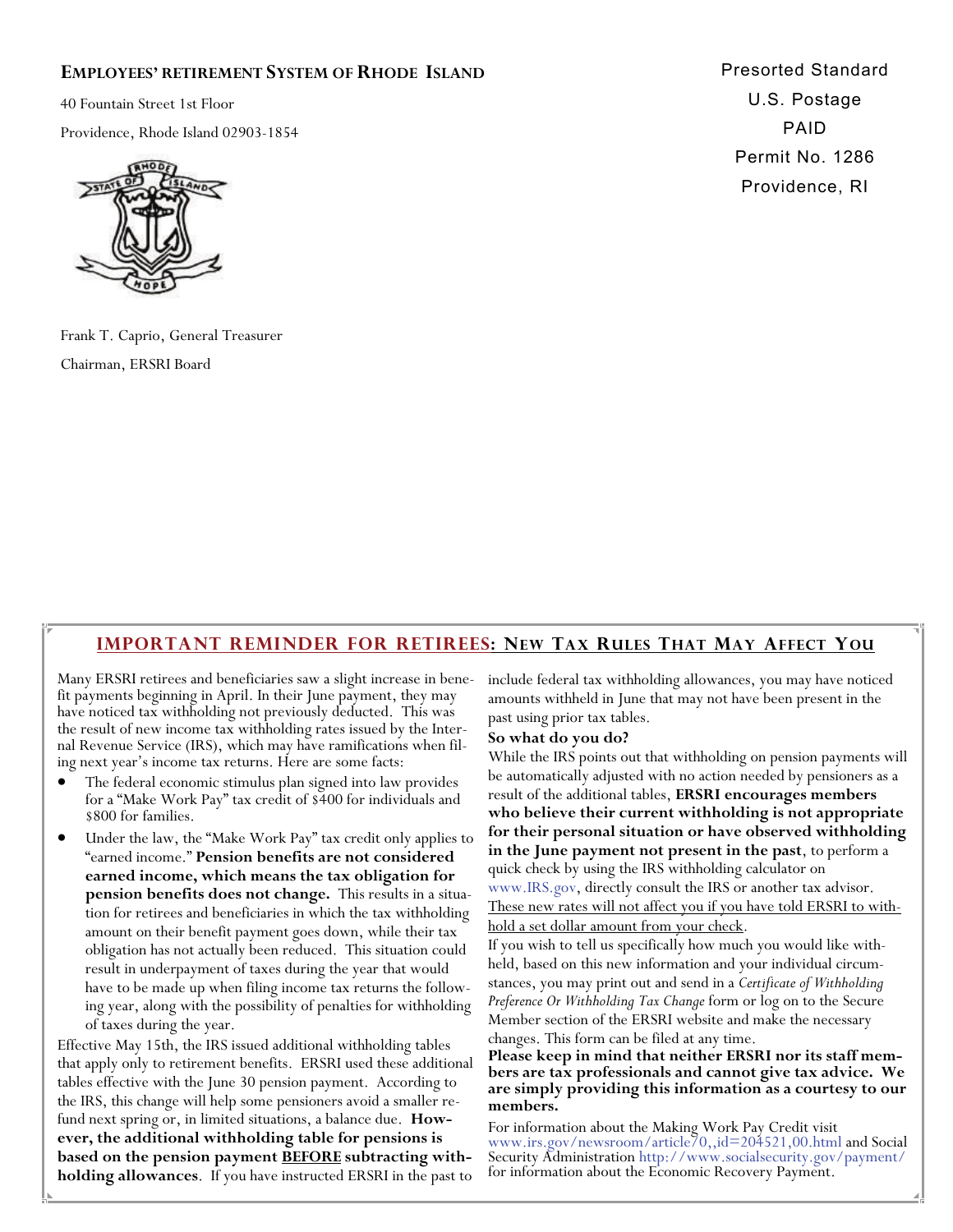**EMPLOYEES' RETIREMENT SYSTEM OF RHODE ISLAND**

40 Fountain Street 1st Floor

Providence, Rhode Island 02903-1854

Frank T. Caprio, General Treasurer

Chairman, ERSRI Board

Presorted Standard
U.S. Postage
PAID
Permit No. 1286
Providence, RI

## IMPORTANT REMINDER FOR RETIREES: NEW TAX RULES THAT MAY AFFECT YOU

Many ERSRI retirees and beneficiaries saw a slight increase in benefit payments beginning in April. In their June payment, they may have noticed tax withholding not previously deducted. This was the result of new income tax withholding rates issued by the Internal Revenue Service (IRS), which may have ramifications when filing next year's income tax returns. Here are some facts:

- The federal economic stimulus plan signed into law provides for a "Make Work Pay" tax credit of $400 for individuals and $800 for families.
- Under the law, the "Make Work Pay" tax credit only applies to "earned income." **Pension benefits are not considered earned income, which means the tax obligation for pension benefits does not change.** This results in a situation for retirees and beneficiaries in which the tax withholding amount on their benefit payment goes down, while their tax obligation has not actually been reduced. This situation could result in underpayment of taxes during the year that would have to be made up when filing income tax returns the following year, along with the possibility of penalties for withholding of taxes during the year.

Effective May 15th, the IRS issued additional withholding tables that apply only to retirement benefits. ERSRI used these additional tables effective with the June 30 pension payment. According to the IRS, this change will help some pensioners avoid a smaller refund next spring or, in limited situations, a balance due. **However, the additional withholding table for pensions is based on the pension payment <u>BEFORE</u> subtracting withholding allowances**. If you have instructed ERSRI in the past to include federal tax withholding allowances, you may have noticed amounts withheld in June that may not have been present in the past using prior tax tables.

**So what do you do?**

While the IRS points out that withholding on pension payments will be automatically adjusted with no action needed by pensioners as a result of the additional tables, **ERSRI encourages members who believe their current withholding is not appropriate for their personal situation or have observed withholding in the June payment not present in the past**, to perform a quick check by using the IRS withholding calculator on www.IRS.gov, directly consult the IRS or another tax advisor. <u>These new rates will not affect you if you have told ERSRI to withhold a set dollar amount from your check</u>.

If you wish to tell us specifically how much you would like withheld, based on this new information and your individual circumstances, you may print out and send in a *Certificate of Withholding Preference Or Withholding Tax Change* form or log on to the Secure Member section of the ERSRI website and make the necessary changes. This form can be filed at any time.

**Please keep in mind that neither ERSRI nor its staff members are tax professionals and cannot give tax advice. We are simply providing this information as a courtesy to our members.**

For information about the Making Work Pay Credit visit www.irs.gov/newsroom/article/0,,id=204521,00.html and Social Security Administration http://www.socialsecurity.gov/payment/ for information about the Economic Recovery Payment.